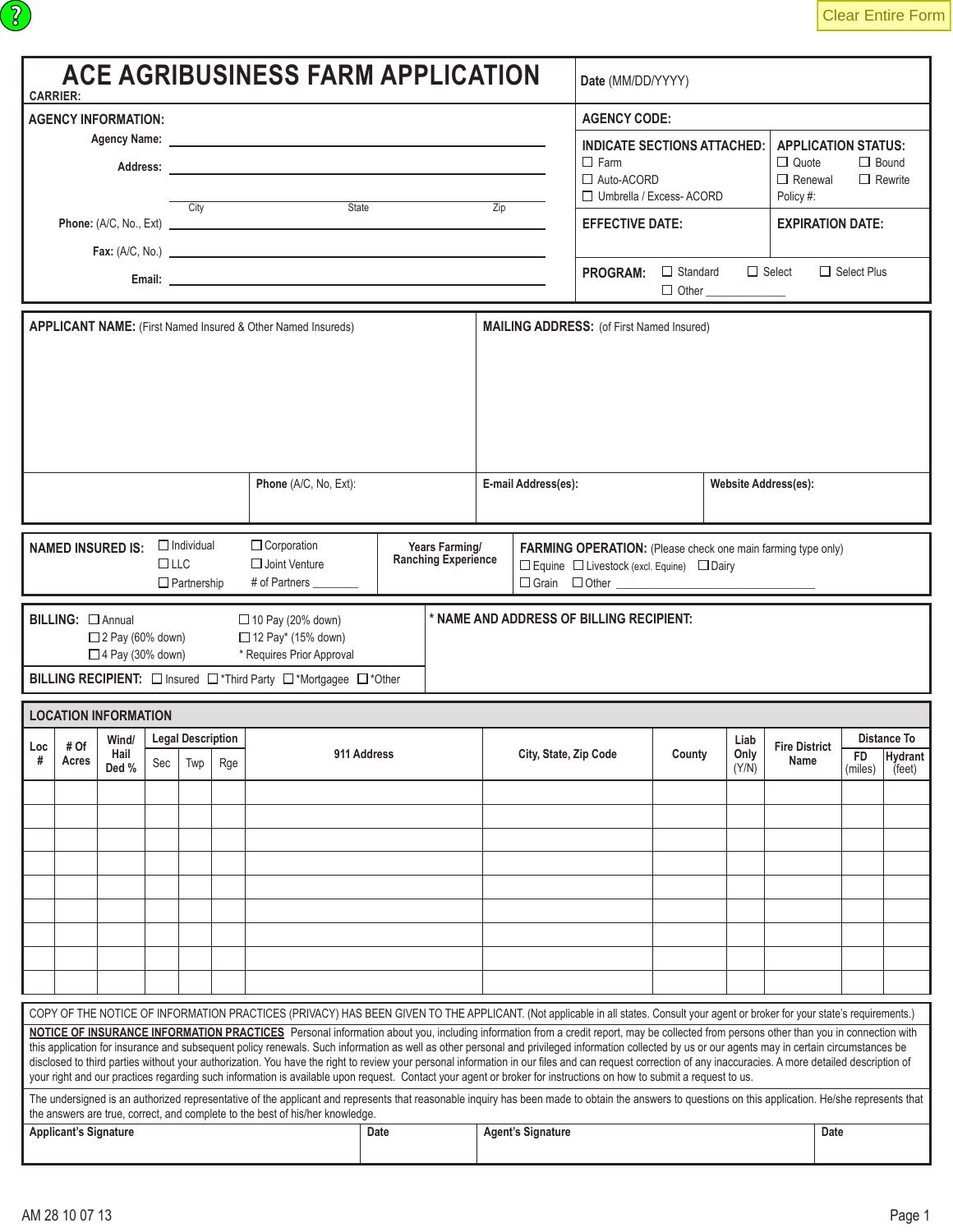# ACE AGRIBUSINESS FARM APPLICATION

**CARRIER:**

**Date** (MM/DD/YYYY)

**AGENCY INFORMATION:**

**Agency Name:** ______________________

**Address:** ______________________

City State Zip

**Phone:** (A/C, No., Ext) ______________________

**Fax:** (A/C, No.) ______________________

**Email:** ______________________

**AGENCY CODE:**

**INDICATE SECTIONS ATTACHED:**
- ☐ Farm
- ☐ Auto-ACORD
- ☐ Umbrella / Excess- ACORD

**APPLICATION STATUS:**
- ☐ Quote ☐ Bound
- ☐ Renewal ☐ Rewrite

Policy #:

**EFFECTIVE DATE:**

**EXPIRATION DATE:**

**PROGRAM:** ☐ Standard ☐ Select ☐ Select Plus ☐ Other ______________

---

**APPLICANT NAME:** (First Named Insured & Other Named Insureds)

**MAILING ADDRESS:** (of First Named Insured)

| | **Phone** (A/C, No, Ext): | **E-mail Address(es):** | **Website Address(es):** |
|---|---|---|---|
| | | | |

---

**NAMED INSURED IS:**
- ☐ Individual ☐ Corporation
- ☐ LLC ☐ Joint Venture
- ☐ Partnership # of Partners ________

**Years Farming/ Ranching Experience**

**FARMING OPERATION:** (Please check one main farming type only)
- ☐ Equine ☐ Livestock (excl. Equine) ☐ Dairy
- ☐ Grain ☐ Other ______________________

---

**BILLING:**
- ☐ Annual ☐ 10 Pay (20% down)
- ☐ 2 Pay (60% down) ☐ 12 Pay* (15% down)
- ☐ 4 Pay (30% down) * Requires Prior Approval

**BILLING RECIPIENT:** ☐ Insured ☐ *Third Party ☐ *Mortgagee ☐ *Other

**\* NAME AND ADDRESS OF BILLING RECIPIENT:**

---

## LOCATION INFORMATION

| Loc # | # Of Acres | Wind/ Hail Ded % | Legal Description | | | 911 Address | City, State, Zip Code | County | Liab Only (Y/N) | Fire District Name | Distance To | |
|---|---|---|---|---|---|---|---|---|---|---|---|---|
| | | | Sec | Twp | Rge | | | | | | FD (miles) | Hydrant (feet) |
| | | | | | | | | | | | | |
| | | | | | | | | | | | | |
| | | | | | | | | | | | | |
| | | | | | | | | | | | | |
| | | | | | | | | | | | | |
| | | | | | | | | | | | | |
| | | | | | | | | | | | | |
| | | | | | | | | | | | | |
| | | | | | | | | | | | | |

---

COPY OF THE NOTICE OF INFORMATION PRACTICES (PRIVACY) HAS BEEN GIVEN TO THE APPLICANT. (Not applicable in all states. Consult your agent or broker for your state's requirements.)

**NOTICE OF INSURANCE INFORMATION PRACTICES** Personal information about you, including information from a credit report, may be collected from persons other than you in connection with this application for insurance and subsequent policy renewals. Such information as well as other personal and privileged information collected by us or our agents may in certain circumstances be disclosed to third parties without your authorization. You have the right to review your personal information in our files and can request correction of any inaccuracies. A more detailed description of your right and our practices regarding such information is available upon request. Contact your agent or broker for instructions on how to submit a request to us.

The undersigned is an authorized representative of the applicant and represents that reasonable inquiry has been made to obtain the answers to questions on this application. He/she represents that the answers are true, correct, and complete to the best of his/her knowledge.

| Applicant's Signature | Date | Agent's Signature | Date |
|---|---|---|---|
| | | | |

AM 28 10 07 13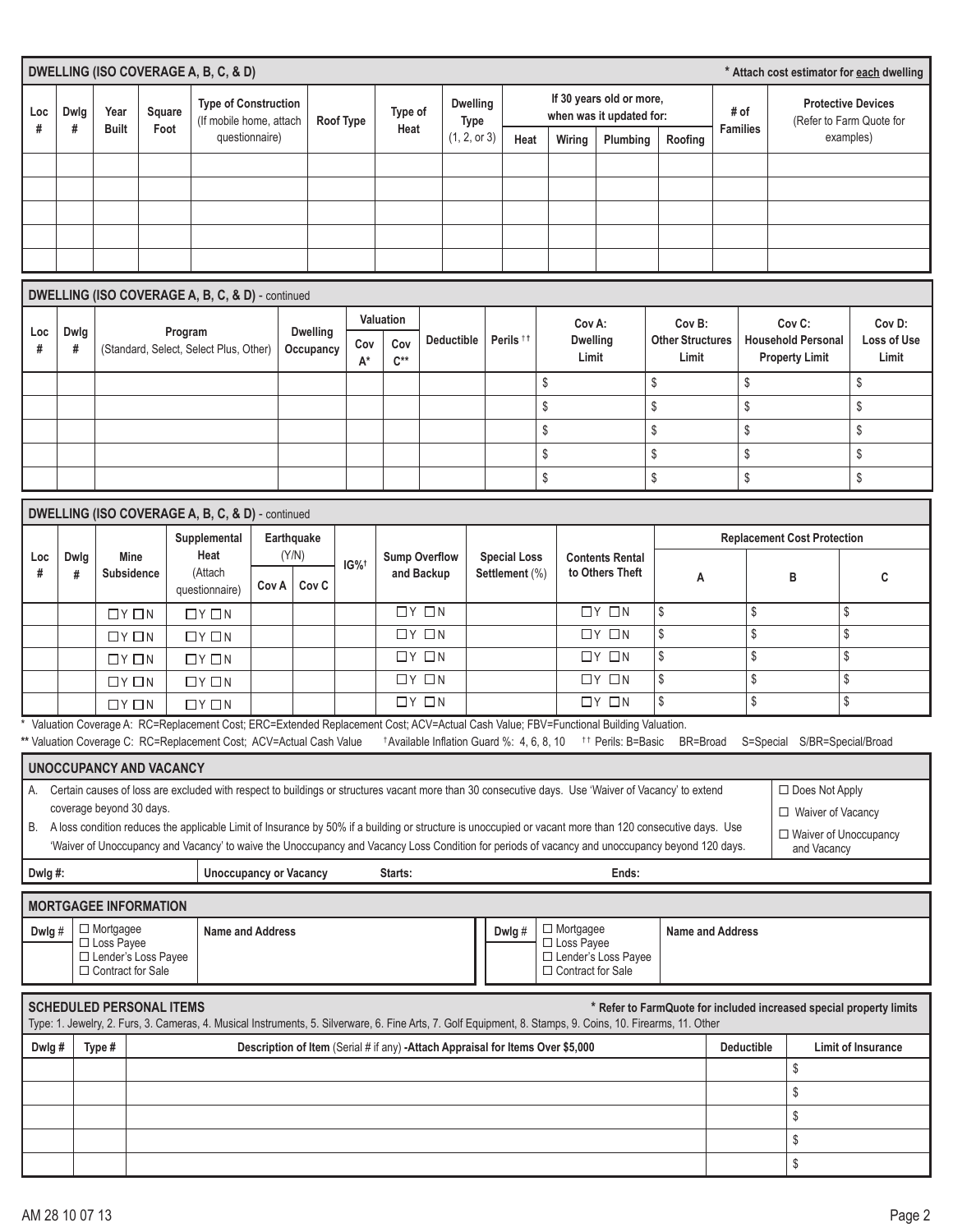## DWELLING (ISO COVERAGE A, B, C, & D)

* Attach cost estimator for each dwelling

| Loc # | Dwlg # | Year Built | Square Foot | Type of Construction (If mobile home, attach questionnaire) | Roof Type | Type of Heat | Dwelling Type (1, 2, or 3) | If 30 years old or more, when was it updated for: | | | | # of Families | Protective Devices (Refer to Farm Quote for examples) |
|---|---|---|---|---|---|---|---|---|---|---|---|---|---|
| | | | | | | | | Heat | Wiring | Plumbing | Roofing | | |
| | | | | | | | | | | | | | |
| | | | | | | | | | | | | | |
| | | | | | | | | | | | | | |
| | | | | | | | | | | | | | |
| | | | | | | | | | | | | | |

## DWELLING (ISO COVERAGE A, B, C, & D) - continued

| Loc # | Dwlg # | Program (Standard, Select, Select Plus, Other) | Dwelling Occupancy | Valuation | | Deductible | Perils †† | Cov A: Dwelling Limit | Cov B: Other Structures Limit | Cov C: Household Personal Property Limit | Cov D: Loss of Use Limit |
|---|---|---|---|---|---|---|---|---|---|---|---|
| | | | | Cov A* | Cov C** | | | | | | |
| | | | | | | | | $ | $ | $ | $ |
| | | | | | | | | $ | $ | $ | $ |
| | | | | | | | | $ | $ | $ | $ |
| | | | | | | | | $ | $ | $ | $ |
| | | | | | | | | $ | $ | $ | $ |

## DWELLING (ISO COVERAGE A, B, C, & D) - continued

| Loc # | Dwlg # | Mine Subsidence | Supplemental Heat (Attach questionnaire) | Earthquake (Y/N) | | IG%† | Sump Overflow and Backup | Special Loss Settlement (%) | Contents Rental to Others Theft | Replacement Cost Protection | | |
|---|---|---|---|---|---|---|---|---|---|---|---|---|
| | | | | Cov A | Cov C | | | | | A | B | C |
| | | ☐Y ☐N | ☐Y ☐N | | | | ☐Y ☐N | | ☐Y ☐N | $ | $ | $ |
| | | ☐Y ☐N | ☐Y ☐N | | | | ☐Y ☐N | | ☐Y ☐N | $ | $ | $ |
| | | ☐Y ☐N | ☐Y ☐N | | | | ☐Y ☐N | | ☐Y ☐N | $ | $ | $ |
| | | ☐Y ☐N | ☐Y ☐N | | | | ☐Y ☐N | | ☐Y ☐N | $ | $ | $ |
| | | ☐Y ☐N | ☐Y ☐N | | | | ☐Y ☐N | | ☐Y ☐N | $ | $ | $ |

\* Valuation Coverage A: RC=Replacement Cost; ERC=Extended Replacement Cost; ACV=Actual Cash Value; FBV=Functional Building Valuation.

\*\* Valuation Coverage C: RC=Replacement Cost; ACV=Actual Cash Value † Available Inflation Guard %: 4, 6, 8, 10 †† Perils: B=Basic BR=Broad S=Special S/BR=Special/Broad

## UNOCCUPANCY AND VACANCY

A. Certain causes of loss are excluded with respect to buildings or structures vacant more than 30 consecutive days. Use 'Waiver of Vacancy' to extend coverage beyond 30 days.

B. A loss condition reduces the applicable Limit of Insurance by 50% if a building or structure is unoccupied or vacant more than 120 consecutive days. Use 'Waiver of Unoccupancy and Vacancy' to waive the Unoccupancy and Vacancy Loss Condition for periods of vacancy and unoccupancy beyond 120 days.

☐ Does Not Apply
☐ Waiver of Vacancy
☐ Waiver of Unoccupancy and Vacancy

Dwlg #: Unoccupancy or Vacancy Starts: Ends:

## MORTGAGEE INFORMATION

| Dwlg # | | Name and Address | Dwlg # | | Name and Address |
|---|---|---|---|---|---|
| | ☐ Mortgagee ☐ Loss Payee ☐ Lender's Loss Payee ☐ Contract for Sale | | | ☐ Mortgagee ☐ Loss Payee ☐ Lender's Loss Payee ☐ Contract for Sale | |

## SCHEDULED PERSONAL ITEMS

\* Refer to FarmQuote for included increased special property limits

Type: 1. Jewelry, 2. Furs, 3. Cameras, 4. Musical Instruments, 5. Silverware, 6. Fine Arts, 7. Golf Equipment, 8. Stamps, 9. Coins, 10. Firearms, 11. Other

| Dwlg # | Type # | Description of Item (Serial # if any) -Attach Appraisal for Items Over $5,000 | Deductible | Limit of Insurance |
|---|---|---|---|---|
| | | | | $ |
| | | | | $ |
| | | | | $ |
| | | | | $ |
| | | | | $ |

AM 28 10 07 13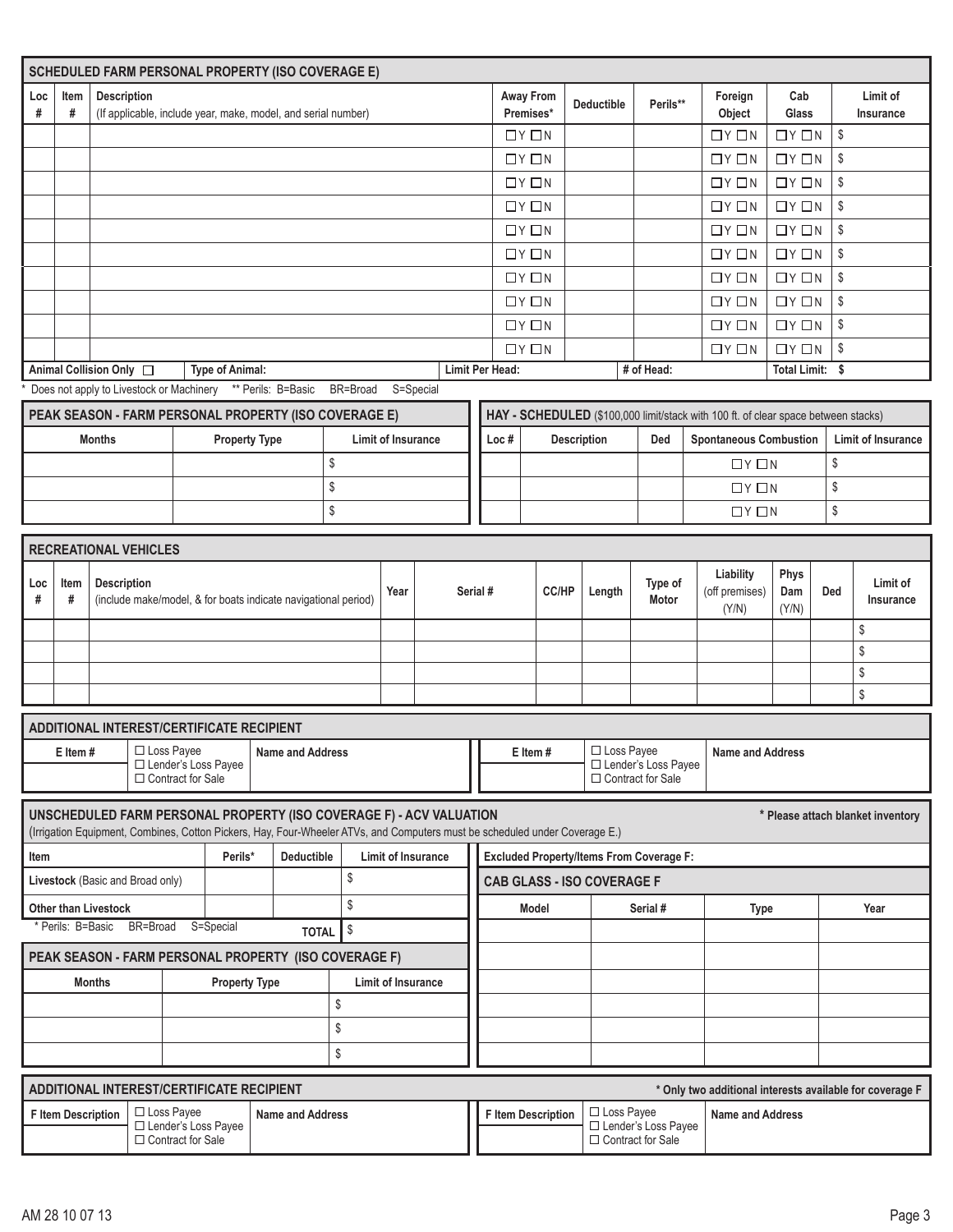## SCHEDULED FARM PERSONAL PROPERTY (ISO COVERAGE E)

| Loc # | Item # | Description (If applicable, include year, make, model, and serial number) | Away From Premises* | Deductible | Perils** | Foreign Object | Cab Glass | Limit of Insurance |
|---|---|---|---|---|---|---|---|---|
| | | | ☐Y ☐N | | | ☐Y ☐N | ☐Y ☐N | $ |
| | | | ☐Y ☐N | | | ☐Y ☐N | ☐Y ☐N | $ |
| | | | ☐Y ☐N | | | ☐Y ☐N | ☐Y ☐N | $ |
| | | | ☐Y ☐N | | | ☐Y ☐N | ☐Y ☐N | $ |
| | | | ☐Y ☐N | | | ☐Y ☐N | ☐Y ☐N | $ |
| | | | ☐Y ☐N | | | ☐Y ☐N | ☐Y ☐N | $ |
| | | | ☐Y ☐N | | | ☐Y ☐N | ☐Y ☐N | $ |
| | | | ☐Y ☐N | | | ☐Y ☐N | ☐Y ☐N | $ |
| | | | ☐Y ☐N | | | ☐Y ☐N | ☐Y ☐N | $ |
| | | | ☐Y ☐N | | | ☐Y ☐N | ☐Y ☐N | $ |

Animal Collision Only ☐ Type of Animal: Limit Per Head: # of Head: Total Limit: $

\* Does not apply to Livestock or Machinery ** Perils: B=Basic BR=Broad S=Special

## PEAK SEASON - FARM PERSONAL PROPERTY (ISO COVERAGE E)

| Months | Property Type | Limit of Insurance |
|---|---|---|
| | | $ |
| | | $ |
| | | $ |

## HAY - SCHEDULED ($100,000 limit/stack with 100 ft. of clear space between stacks)

| Loc # | Description | Ded | Spontaneous Combustion | Limit of Insurance |
|---|---|---|---|---|
| | | | ☐Y ☐N | $ |
| | | | ☐Y ☐N | $ |
| | | | ☐Y ☐N | $ |

## RECREATIONAL VEHICLES

| Loc # | Item # | Description (include make/model, & for boats indicate navigational period) | Year | Serial # | CC/HP | Length | Type of Motor | Liability (off premises) (Y/N) | Phys Dam (Y/N) | Ded | Limit of Insurance |
|---|---|---|---|---|---|---|---|---|---|---|---|
| | | | | | | | | | | | $ |
| | | | | | | | | | | | $ |
| | | | | | | | | | | | $ |
| | | | | | | | | | | | $ |

## ADDITIONAL INTEREST/CERTIFICATE RECIPIENT

| E Item # | | Name and Address | E Item # | | Name and Address |
|---|---|---|---|---|---|
| | ☐ Loss Payee ☐ Lender's Loss Payee ☐ Contract for Sale | | | ☐ Loss Payee ☐ Lender's Loss Payee ☐ Contract for Sale | |

## UNSCHEDULED FARM PERSONAL PROPERTY (ISO COVERAGE F) - ACV VALUATION

\* Please attach blanket inventory

(Irrigation Equipment, Combines, Cotton Pickers, Hay, Four-Wheeler ATVs, and Computers must be scheduled under Coverage E.)

| Item | Perils* | Deductible | Limit of Insurance |
|---|---|---|---|
| Livestock (Basic and Broad only) | | | $ |
| Other than Livestock | | | $ |
| | | TOTAL | $ |

\* Perils: B=Basic BR=Broad S=Special

Excluded Property/Items From Coverage F:

## PEAK SEASON - FARM PERSONAL PROPERTY (ISO COVERAGE F)

| Months | Property Type | Limit of Insurance |
|---|---|---|
| | | $ |
| | | $ |
| | | $ |

## CAB GLASS - ISO COVERAGE F

| Model | Serial # | Type | Year |
|---|---|---|---|
| | | | |
| | | | |
| | | | |
| | | | |
| | | | |
| | | | |

## ADDITIONAL INTEREST/CERTIFICATE RECIPIENT

\* Only two additional interests available for coverage F

| F Item Description | | Name and Address | F Item Description | | Name and Address |
|---|---|---|---|---|---|
| | ☐ Loss Payee ☐ Lender's Loss Payee ☐ Contract for Sale | | | ☐ Loss Payee ☐ Lender's Loss Payee ☐ Contract for Sale | |

AM 28 10 07 13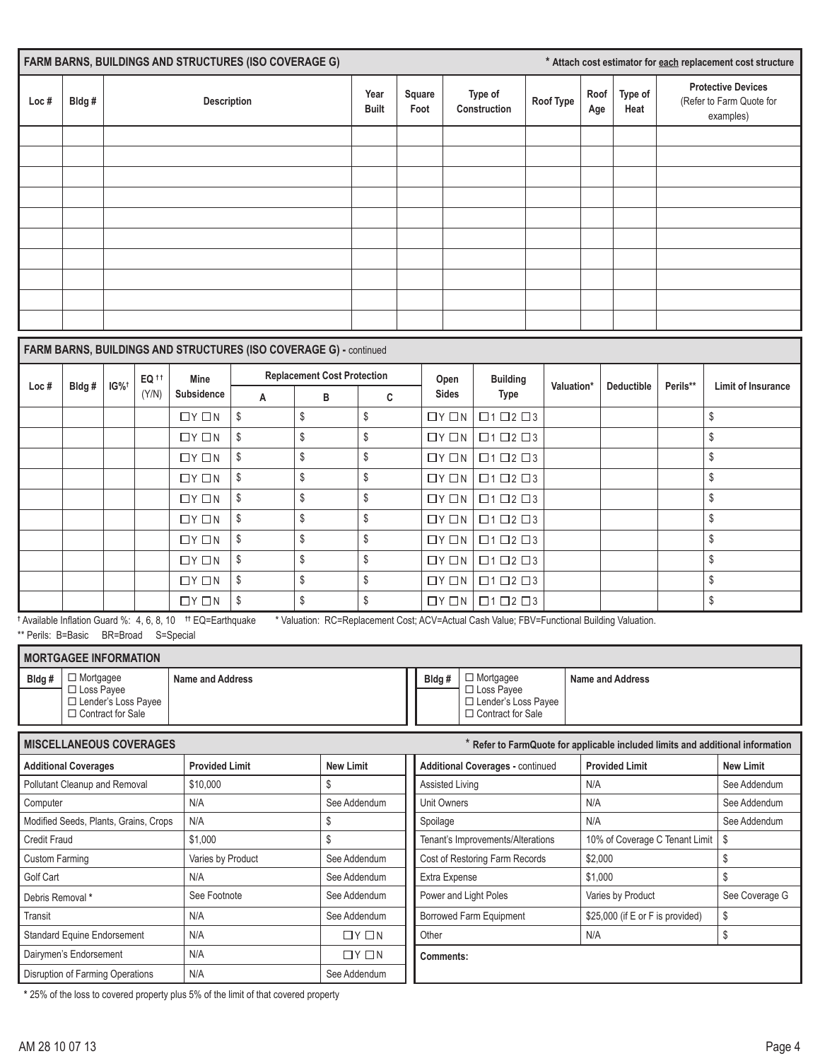## FARM BARNS, BUILDINGS AND STRUCTURES (ISO COVERAGE G)

\* Attach cost estimator for each replacement cost structure

| Loc # | Bldg # | Description | Year Built | Square Foot | Type of Construction | Roof Type | Roof Age | Type of Heat | Protective Devices (Refer to Farm Quote for examples) |
|---|---|---|---|---|---|---|---|---|---|
| | | | | | | | | | |
| | | | | | | | | | |
| | | | | | | | | | |
| | | | | | | | | | |
| | | | | | | | | | |
| | | | | | | | | | |
| | | | | | | | | | |
| | | | | | | | | | |
| | | | | | | | | | |
| | | | | | | | | | |

## FARM BARNS, BUILDINGS AND STRUCTURES (ISO COVERAGE G) - continued

| Loc # | Bldg # | IG%† | EQ †† (Y/N) | Mine Subsidence | Replacement Cost Protection | | | Open Sides | Building Type | Valuation* | Deductible | Perils** | Limit of Insurance |
|---|---|---|---|---|---|---|---|---|---|---|---|---|---|
| | | | | | A | B | C | | | | | | |
| | | | | ☐Y ☐N | $ | $ | $ | ☐Y ☐N | ☐1 ☐2 ☐3 | | | | $ |
| | | | | ☐Y ☐N | $ | $ | $ | ☐Y ☐N | ☐1 ☐2 ☐3 | | | | $ |
| | | | | ☐Y ☐N | $ | $ | $ | ☐Y ☐N | ☐1 ☐2 ☐3 | | | | $ |
| | | | | ☐Y ☐N | $ | $ | $ | ☐Y ☐N | ☐1 ☐2 ☐3 | | | | $ |
| | | | | ☐Y ☐N | $ | $ | $ | ☐Y ☐N | ☐1 ☐2 ☐3 | | | | $ |
| | | | | ☐Y ☐N | $ | $ | $ | ☐Y ☐N | ☐1 ☐2 ☐3 | | | | $ |
| | | | | ☐Y ☐N | $ | $ | $ | ☐Y ☐N | ☐1 ☐2 ☐3 | | | | $ |
| | | | | ☐Y ☐N | $ | $ | $ | ☐Y ☐N | ☐1 ☐2 ☐3 | | | | $ |
| | | | | ☐Y ☐N | $ | $ | $ | ☐Y ☐N | ☐1 ☐2 ☐3 | | | | $ |
| | | | | ☐Y ☐N | $ | $ | $ | ☐Y ☐N | ☐1 ☐2 ☐3 | | | | $ |

† Available Inflation Guard %: 4, 6, 8, 10 †† EQ=Earthquake * Valuation: RC=Replacement Cost; ACV=Actual Cash Value; FBV=Functional Building Valuation.

** Perils: B=Basic BR=Broad S=Special

## MORTGAGEE INFORMATION

| Bldg # | | Name and Address | Bldg # | | Name and Address |
|---|---|---|---|---|---|
| | ☐ Mortgagee ☐ Loss Payee ☐ Lender's Loss Payee ☐ Contract for Sale | | | ☐ Mortgagee ☐ Loss Payee ☐ Lender's Loss Payee ☐ Contract for Sale | |

## MISCELLANEOUS COVERAGES

\* Refer to FarmQuote for applicable included limits and additional information

| Additional Coverages | Provided Limit | New Limit |
|---|---|---|
| Pollutant Cleanup and Removal | $10,000 | $ |
| Computer | N/A | See Addendum |
| Modified Seeds, Plants, Grains, Crops | N/A | $ |
| Credit Fraud | $1,000 | $ |
| Custom Farming | Varies by Product | See Addendum |
| Golf Cart | N/A | See Addendum |
| Debris Removal * | See Footnote | See Addendum |
| Transit | N/A | See Addendum |
| Standard Equine Endorsement | N/A | ☐Y ☐N |
| Dairymen's Endorsement | N/A | ☐Y ☐N |
| Disruption of Farming Operations | N/A | See Addendum |

| Additional Coverages - continued | Provided Limit | New Limit |
|---|---|---|
| Assisted Living | N/A | See Addendum |
| Unit Owners | N/A | See Addendum |
| Spoilage | N/A | See Addendum |
| Tenant's Improvements/Alterations | 10% of Coverage C Tenant Limit | $ |
| Cost of Restoring Farm Records | $2,000 | $ |
| Extra Expense | $1,000 | $ |
| Power and Light Poles | Varies by Product | See Coverage G |
| Borrowed Farm Equipment | $25,000 (if E or F is provided) | $ |
| Other | N/A | $ |

**Comments:**

\* 25% of the loss to covered property plus 5% of the limit of that covered property

AM 28 10 07 13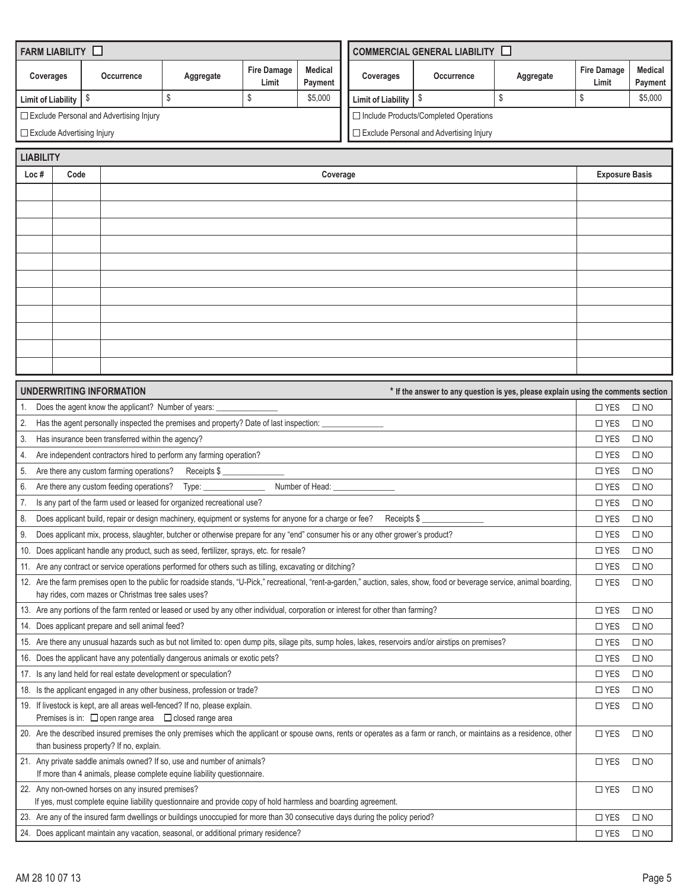## FARM LIABILITY ☐

| Coverages | Occurrence | Aggregate | Fire Damage Limit | Medical Payment |
|---|---|---|---|---|
| Limit of Liability | $ | $ | $ | $5,000 |

☐ Exclude Personal and Advertising Injury

☐ Exclude Advertising Injury

## COMMERCIAL GENERAL LIABILITY ☐

| Coverages | Occurrence | Aggregate | Fire Damage Limit | Medical Payment |
|---|---|---|---|---|
| Limit of Liability | $ | $ | $ | $5,000 |

☐ Include Products/Completed Operations

☐ Exclude Personal and Advertising Injury

## LIABILITY

| Loc # | Code | Coverage | Exposure Basis |
|---|---|---|---|
| | | | |
| | | | |
| | | | |
| | | | |
| | | | |
| | | | |
| | | | |
| | | | |
| | | | |
| | | | |
| | | | |

## UNDERWRITING INFORMATION

\* If the answer to any question is yes, please explain using the comments section

| Question | | |
|---|---|---|
| 1. Does the agent know the applicant? Number of years: ______________ | ☐ YES | ☐ NO |
| 2. Has the agent personally inspected the premises and property? Date of last inspection: ______________ | ☐ YES | ☐ NO |
| 3. Has insurance been transferred within the agency? | ☐ YES | ☐ NO |
| 4. Are independent contractors hired to perform any farming operation? | ☐ YES | ☐ NO |
| 5. Are there any custom farming operations? Receipts $ ______________ | ☐ YES | ☐ NO |
| 6. Are there any custom feeding operations? Type: ______________ Number of Head: ______________ | ☐ YES | ☐ NO |
| 7. Is any part of the farm used or leased for organized recreational use? | ☐ YES | ☐ NO |
| 8. Does applicant build, repair or design machinery, equipment or systems for anyone for a charge or fee? Receipts $ ______________ | ☐ YES | ☐ NO |
| 9. Does applicant mix, process, slaughter, butcher or otherwise prepare for any "end" consumer his or any other grower's product? | ☐ YES | ☐ NO |
| 10. Does applicant handle any product, such as seed, fertilizer, sprays, etc. for resale? | ☐ YES | ☐ NO |
| 11. Are any contract or service operations performed for others such as tilling, excavating or ditching? | ☐ YES | ☐ NO |
| 12. Are the farm premises open to the public for roadside stands, "U-Pick," recreational, "rent-a-garden," auction, sales, show, food or beverage service, animal boarding, hay rides, corn mazes or Christmas tree sales uses? | ☐ YES | ☐ NO |
| 13. Are any portions of the farm rented or leased or used by any other individual, corporation or interest for other than farming? | ☐ YES | ☐ NO |
| 14. Does applicant prepare and sell animal feed? | ☐ YES | ☐ NO |
| 15. Are there any unusual hazards such as but not limited to: open dump pits, silage pits, sump holes, lakes, reservoirs and/or airstips on premises? | ☐ YES | ☐ NO |
| 16. Does the applicant have any potentially dangerous animals or exotic pets? | ☐ YES | ☐ NO |
| 17. Is any land held for real estate development or speculation? | ☐ YES | ☐ NO |
| 18. Is the applicant engaged in any other business, profession or trade? | ☐ YES | ☐ NO |
| 19. If livestock is kept, are all areas well-fenced? If no, please explain. Premises is in: ☐ open range area ☐ closed range area | ☐ YES | ☐ NO |
| 20. Are the described insured premises the only premises which the applicant or spouse owns, rents or operates as a farm or ranch, or maintains as a residence, other than business property? If no, explain. | ☐ YES | ☐ NO |
| 21. Any private saddle animals owned? If so, use and number of animals? If more than 4 animals, please complete equine liability questionnaire. | ☐ YES | ☐ NO |
| 22. Any non-owned horses on any insured premises? If yes, must complete equine liability questionnaire and provide copy of hold harmless and boarding agreement. | ☐ YES | ☐ NO |
| 23. Are any of the insured farm dwellings or buildings unoccupied for more than 30 consecutive days during the policy period? | ☐ YES | ☐ NO |
| 24. Does applicant maintain any vacation, seasonal, or additional primary residence? | ☐ YES | ☐ NO |

AM 28 10 07 13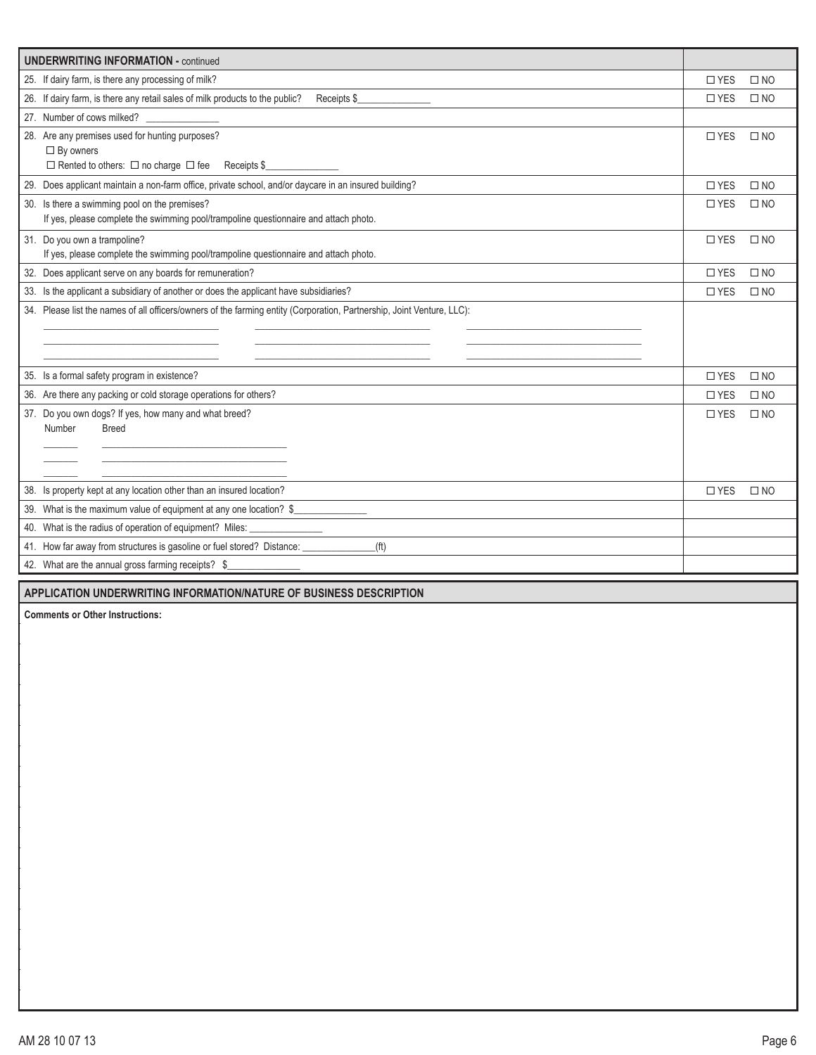| UNDERWRITING INFORMATION - continued | |
|---|---|
| 25. If dairy farm, is there any processing of milk? | ☐ YES ☐ NO |
| 26. If dairy farm, is there any retail sales of milk products to the public? Receipts $______________ | ☐ YES ☐ NO |
| 27. Number of cows milked? ______________ | |
| 28. Are any premises used for hunting purposes?<br>☐ By owners<br>☐ Rented to others: ☐ no charge ☐ fee Receipts $______________ | ☐ YES ☐ NO |
| 29. Does applicant maintain a non-farm office, private school, and/or daycare in an insured building? | ☐ YES ☐ NO |
| 30. Is there a swimming pool on the premises?<br>If yes, please complete the swimming pool/trampoline questionnaire and attach photo. | ☐ YES ☐ NO |
| 31. Do you own a trampoline?<br>If yes, please complete the swimming pool/trampoline questionnaire and attach photo. | ☐ YES ☐ NO |
| 32. Does applicant serve on any boards for remuneration? | ☐ YES ☐ NO |
| 33. Is the applicant a subsidiary of another or does the applicant have subsidiaries? | ☐ YES ☐ NO |
| 34. Please list the names of all officers/owners of the farming entity (Corporation, Partnership, Joint Venture, LLC):<br>______________ ______________ ______________<br>______________ ______________ ______________<br>______________ ______________ ______________ | |
| 35. Is a formal safety program in existence? | ☐ YES ☐ NO |
| 36. Are there any packing or cold storage operations for others? | ☐ YES ☐ NO |
| 37. Do you own dogs? If yes, how many and what breed?<br>Number Breed<br>______ ______________<br>______ ______________<br>______ ______________ | ☐ YES ☐ NO |
| 38. Is property kept at any location other than an insured location? | ☐ YES ☐ NO |
| 39. What is the maximum value of equipment at any one location? $______________ | |
| 40. What is the radius of operation of equipment? Miles: ______________ | |
| 41. How far away from structures is gasoline or fuel stored? Distance: ______________(ft) | |
| 42. What are the annual gross farming receipts? $______________ | |

## APPLICATION UNDERWRITING INFORMATION/NATURE OF BUSINESS DESCRIPTION

**Comments or Other Instructions:**

AM 28 10 07 13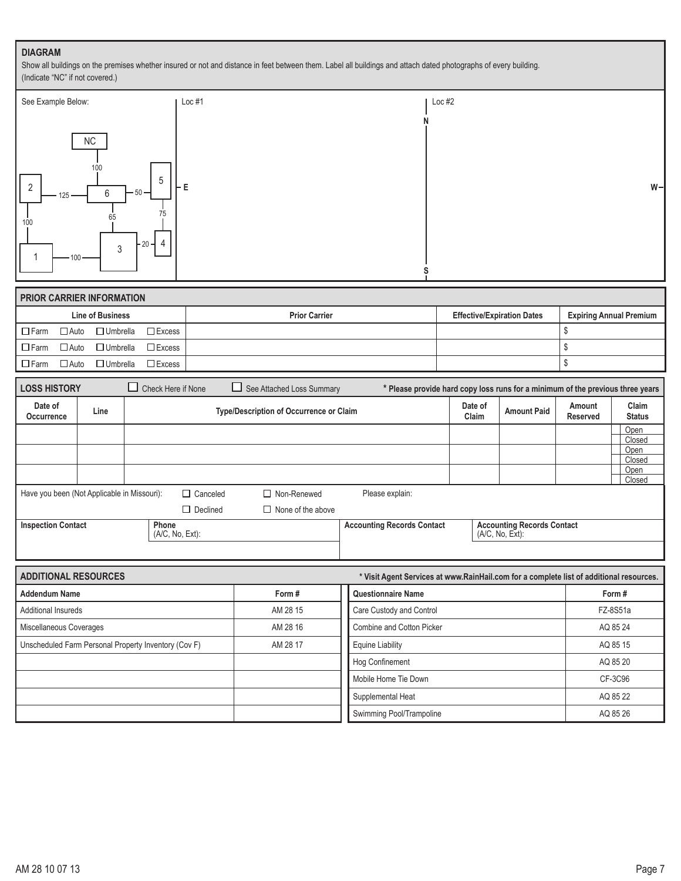## DIAGRAM

Show all buildings on the premises whether insured or not and distance in feet between them. Label all buildings and attach dated photographs of every building. (Indicate "NC" if not covered.)

See Example Below:

NC
100
2
125
6
50
5
100
65
75
3
20
4
1
100

Loc #1

Loc #2

N

E

W

S

## PRIOR CARRIER INFORMATION

| Line of Business | Prior Carrier | Effective/Expiration Dates | Expiring Annual Premium |
|---|---|---|---|
| ☐ Farm ☐ Auto ☐ Umbrella ☐ Excess | | | $ |
| ☐ Farm ☐ Auto ☐ Umbrella ☐ Excess | | | $ |
| ☐ Farm ☐ Auto ☐ Umbrella ☐ Excess | | | $ |

## LOSS HISTORY

☐ Check Here if None ☐ See Attached Loss Summary * Please provide hard copy loss runs for a minimum of the previous three years

| Date of Occurrence | Line | Type/Description of Occurrence or Claim | Date of Claim | Amount Paid | Amount Reserved | Claim Status |
|---|---|---|---|---|---|---|
| | | | | | | Open / Closed |
| | | | | | | Open / Closed |
| | | | | | | Open / Closed |

Have you been (Not Applicable in Missouri): ☐ Canceled ☐ Non-Renewed ☐ Declined ☐ None of the above Please explain:

| Inspection Contact | Phone (A/C, No, Ext): | Accounting Records Contact | Accounting Records Contact (A/C, No, Ext): |
|---|---|---|---|
| | | | |

## ADDITIONAL RESOURCES

* Visit Agent Services at www.RainHail.com for a complete list of additional resources.

| Addendum Name | Form # |
|---|---|
| Additional Insureds | AM 28 15 |
| Miscellaneous Coverages | AM 28 16 |
| Unscheduled Farm Personal Property Inventory (Cov F) | AM 28 17 |
| | |
| | |
| | |
| | |

| Questionnaire Name | Form # |
|---|---|
| Care Custody and Control | FZ-8S51a |
| Combine and Cotton Picker | AQ 85 24 |
| Equine Liability | AQ 85 15 |
| Hog Confinement | AQ 85 20 |
| Mobile Home Tie Down | CF-3C96 |
| Supplemental Heat | AQ 85 22 |
| Swimming Pool/Trampoline | AQ 85 26 |

AM 28 10 07 13